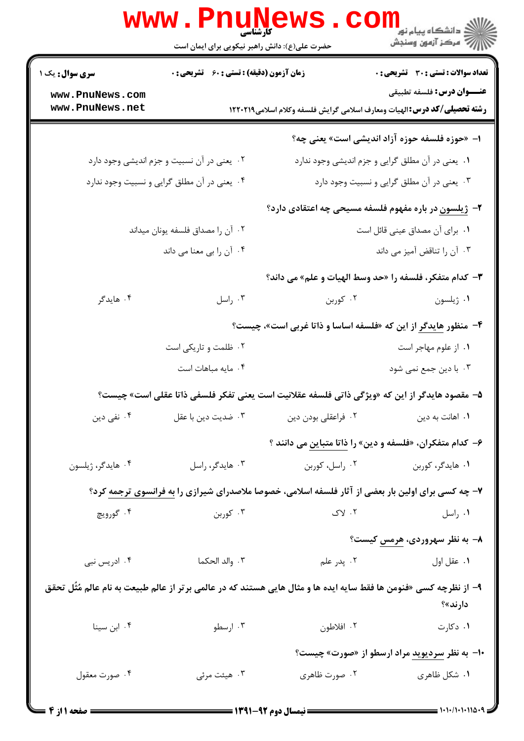کارشناسی

حضرت علی(ع): دانش راهبر نیکویی برای ایمان است

**سری سوال:** یک ۱

**زمان آزمون (دقیقه) : تستی : ۶۰ تشریحی : ۰**

**تعداد سوالات : تستی : ۳۰ تشریحی : ۰**

**عنـــوان درس:** فلسفه تطبیقی

**رشته تحصیلی/کد درس:** الهیات ومعارف اسلامی گرایش فلسفه وکلام اسلامی۱۲۲۰۲۱۹

۱- «حوزه فلسفه حوزه آزاد اندیشی است» یعنی چه؟

۱. یعنی در آن مطلق گرایی و جزم اندیشی وجود ندارد

۲. یعنی در آن نسبیت و جزم اندیشی وجود دارد

۳. یعنی در آن مطلق گرایی و نسبیت وجود دارد

۴. یعنی در آن مطلق گرایی و نسبیت وجود ندارد

۲- ژیلسون در باره مفهوم فلسفه مسیحی چه اعتقادی دارد؟

۱. برای آن مصداق عینی قائل است

۲. آن را مصداق فلسفه یونان میداند

۳. آن را تناقض آمیز می داند

۴. آن را بی معنا می داند

۳- کدام متفکر، فلسفه را «حد وسط الهیات و علم» می داند؟

۱. ژیلسون

۲. کوربن

۳. راسل

۴. هایدگر

۴- منظور هایدگر از این که «فلسفه اساسا و ذاتا غربی است»، چیست؟

۱. از علوم مهاجر است

۲. ظلمت و تاریکی است

۳. با دین جمع نمی شود

۴. مایه مباهات است

۵- مقصود هایدگر از این که «ویژگی ذاتی فلسفه عقلانیت است یعنی تفکر فلسفی ذاتا عقلی است» چیست؟

۱. اهانت به دین

۲. فراعقلی بودن دین

۳. ضدیت دین با عقل

۴. نفی دین

۶- کدام متفکران، «فلسفه و دین» را ذاتا متباین می دانند ؟

۱. هایدگر، کوربن

۲. راسل، کوربن

۳. هایدگر، راسل

۴. هایدگر، ژیلسون

۷- چه کسی برای اولین بار بعضی از آثار فلسفه اسلامی، خصوصا ملاصدرای شیرازی را به فرانسوی ترجمه کرد؟

۱. راسل

۲. لاک

۳. کوربن

۴. گورویچ

۸- به نظر سهروردی، هرمس کیست؟

۱. عقل اول

۲. پدر علم

۳. والد الحکما

۴. ادریس نبی

۹- از نظرچه کسی «فنومن ها فقط سایه ایده ها و مثال هایی هستند که در عالمی برتر از عالم طبیعت به نام عالم مُثُل تحقق دارند»؟

۱. دکارت

۲. افلاطون

۳. ارسطو

۴. ابن سینا

۱۰- به نظر سردیوید مراد ارسطو از «صورت» چیست؟

۱. شکل ظاهری

۲. صورت ظاهری

۳. هیئت مرئی

۴. صورت معقول

نیمسال دوم ۹۲-۱۳۹۱

۱۰۱۰/۱۰۱۰۱۱۵۰۹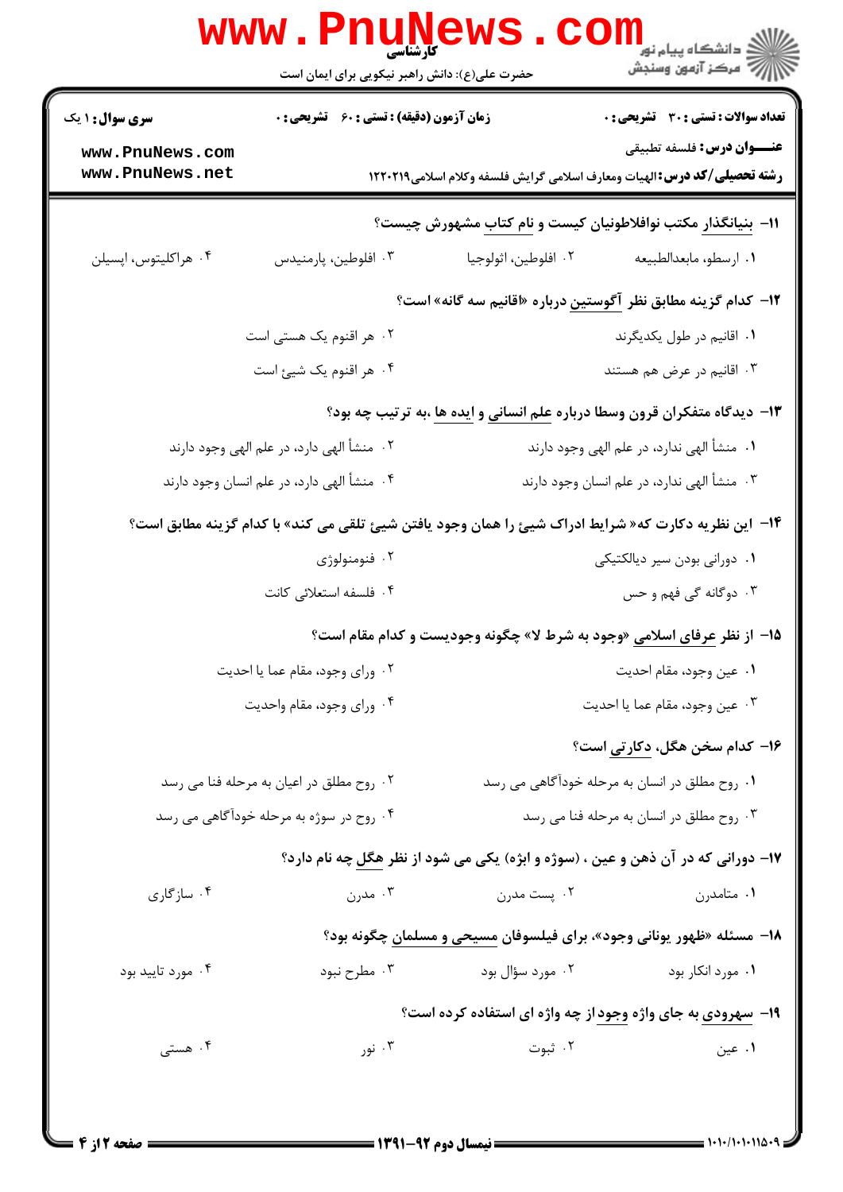**سری سوال:** ۱ یک | **زمان آزمون (دقیقه) : تستی :** ۶۰ **تشریحی :** ۰ | **تعداد سوالات : تستی :** ۳۰ **تشریحی :** ۰

**عنـــوان درس:** فلسفه تطبیقی

**رشته تحصیلی/کد درس:** الهیات ومعارف اسلامی گرایش فلسفه وکلام اسلامی۱۲۲۰۲۱۹

۱۱- بنیانگذار مکتب نوافلاطونیان کیست و نام کتاب مشهورش چیست؟

۱. ارسطو، مابعدالطبیعه
۲. افلوطین، اثولوجیا
۳. افلوطین، پارمنیدس
۴. هراکلیتوس، اپسیلن

۱۲- کدام گزینه مطابق نظر آگوستین درباره «اقانیم سه گانه» است؟

۱. اقانیم در طول یکدیگرند
۲. هر اقنوم یک هستی است
۳. اقانیم در عرض هم هستند
۴. هر اقنوم یک شیئ است

۱۳- دیدگاه متفکران قرون وسطا درباره علم انسانی و ایده ها ،به ترتیب چه بود؟

۱. منشأ الهی ندارد، در علم الهی وجود دارند
۲. منشأ الهی دارد، در علم الهی وجود دارند
۳. منشأ الهی ندارد، در علم انسان وجود دارند
۴. منشأ الهی دارد، در علم انسان وجود دارند

۱۴- این نظریه دکارت که« شرایط ادراک شیئ را همان وجود یافتن شیئ تلقی می کند» با کدام گزینه مطابق است؟

۱. دورانی بودن سیر دیالکتیکی
۲. فنومنولوژی
۳. دوگانه گی فهم و حس
۴. فلسفه استعلائی کانت

۱۵- از نظر عرفای اسلامی «وجود به شرط لا» چگونه وجودیست و کدام مقام است؟

۱. عین وجود، مقام احدیت
۲. ورای وجود، مقام عما یا احدیت
۳. عین وجود، مقام عما یا احدیت
۴. ورای وجود، مقام واحدیت

۱۶- کدام سخن هگل، دکارتی است؟

۱. روح مطلق در انسان به مرحله خودآگاهی می رسد
۲. روح مطلق در اعیان به مرحله فنا می رسد
۳. روح مطلق در انسان به مرحله فنا می رسد
۴. روح در سوژه به مرحله خودآگاهی می رسد

۱۷- دورانی که در آن ذهن و عین ، (سوژه و ابژه) یکی می شود از نظر هگل چه نام دارد؟

۱. متامدرن
۲. پست مدرن
۳. مدرن
۴. سازگاری

۱۸- مسئله «ظهور یونانی وجود»، برای فیلسوفان مسیحی و مسلمان چگونه بود؟

۱. مورد انکار بود
۲. مورد سؤال بود
۳. مطرح نبود
۴. مورد تایید بود

۱۹- سهرودی به جای واژه وجود از چه واژه ای استفاده کرده است؟

۱. عین
۲. ثبوت
۳. نور
۴. هستی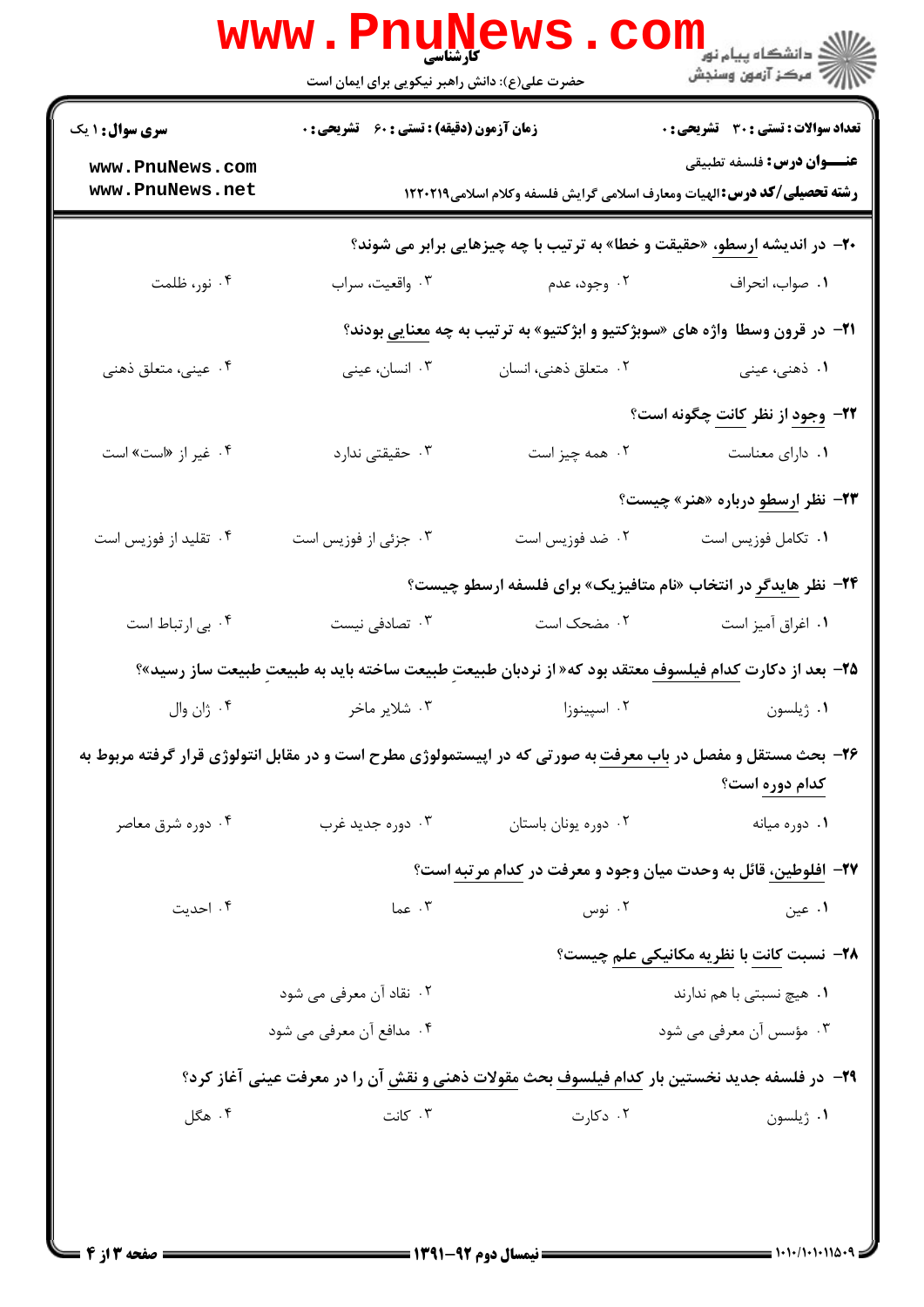۲۰- در اندیشه ارسطو، «حقیقت و خطا» به ترتیب با چه چیزهایی برابر می شوند؟

۱. صواب، انحراف

۲. وجود، عدم

۳. واقعیت، سراب

۴. نور، ظلمت

۲۱- در قرون وسطا واژه های «سوبژکتیو و ابژکتیو» به ترتیب به چه معنایی بودند؟

۱. ذهنی، عینی

۲. متعلق ذهنی، انسان

۳. انسان، عینی

۴. عینی، متعلق ذهنی

۲۲- وجود از نظر کانت چگونه است؟

۱. دارای معناست

۲. همه چیز است

۳. حقیقتی ندارد

۴. غیر از «است» است

۲۳- نظر ارسطو درباره «هنر» چیست؟

۱. تکامل فوزیس است

۲. ضد فوزیس است

۳. جزئی از فوزیس است

۴. تقلید از فوزیس است

۲۴- نظر هایدگر در انتخاب «نام متافیزیک» برای فلسفه ارسطو چیست؟

۱. اغراق آمیز است

۲. مضحک است

۳. تصادفی نیست

۴. بی ارتباط است

۲۵- بعد از دکارت کدام فیلسوف معتقد بود که« از نردبان طبیعتِ طبیعت ساخته باید به طبیعتِ طبیعت ساز رسید»؟

۱. ژیلسون

۲. اسپینوزا

۳. شلایر ماخر

۴. ژان وال

۲۶- بحث مستقل و مفصل در باب معرفت به صورتی که در اپیستمولوژی مطرح است و در مقابل انتولوژی قرار گرفته مربوط به کدام دوره است؟

۱. دوره میانه

۲. دوره یونان باستان

۳. دوره جدید غرب

۴. دوره شرق معاصر

۲۷- افلوطین، قائل به وحدت میان وجود و معرفت در کدام مرتبه است؟

۱. عین

۲. نوس

۳. عما

۴. احدیت

۲۸- نسبت کانت با نظریه مکانیکی علم چیست؟

۱. هیچ نسبتی با هم ندارند

۲. نقاد آن معرفی می شود

۳. مؤسس آن معرفی می شود

۴. مدافع آن معرفی می شود

۲۹- در فلسفه جدید نخستین بار کدام فیلسوف بحث مقولات ذهنی و نقش آن را در معرفت عینی آغاز کرد؟

۱. ژیلسون

۲. دکارت

۳. کانت

۴. هگل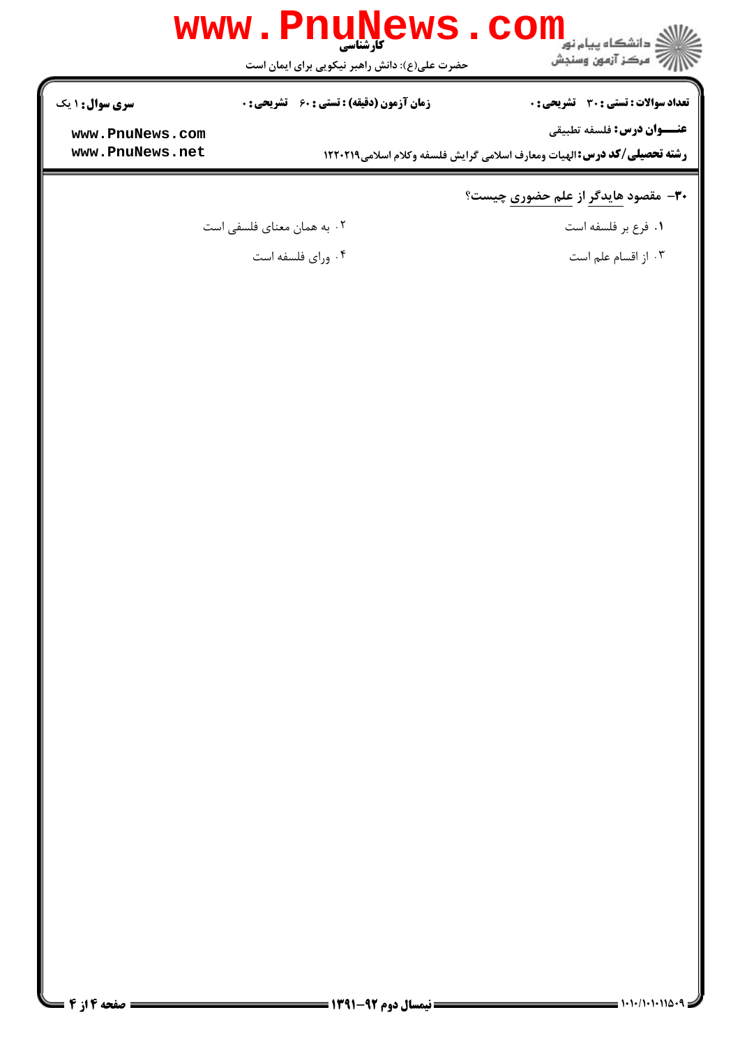**۳۰- مقصود هایدگر از علم حضوری چیست؟**

۱. فرع بر فلسفه است

۲. به همان معنای فلسفی است

۳. از اقسام علم است

۴. ورای فلسفه است